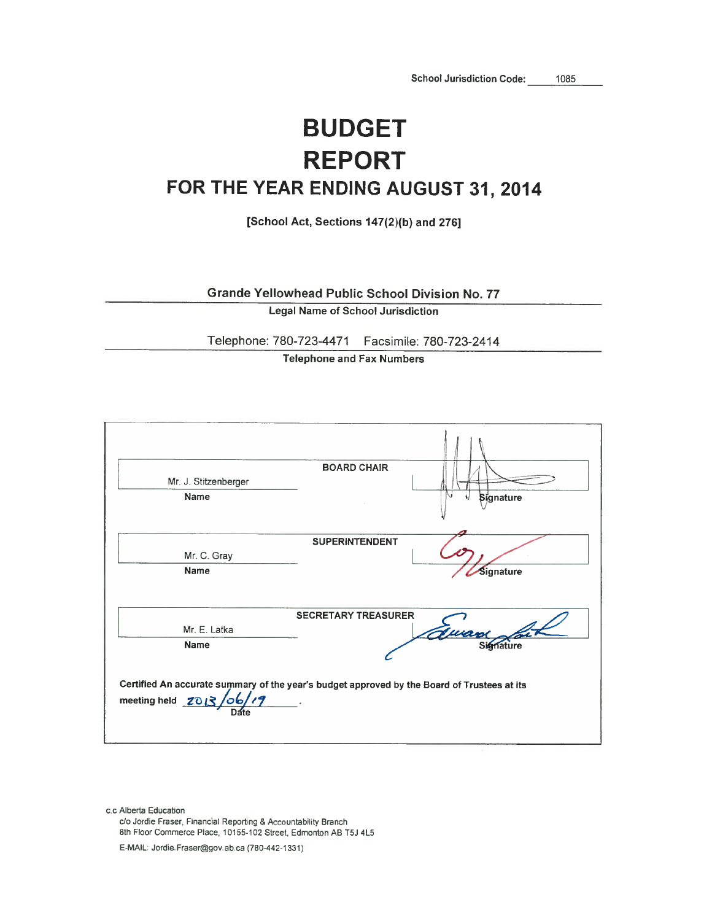School Jurisdiction Code: 1085

# BUDGET REPORT

## FOR THE YEAR ENDING AUGUST 31, 2014

**[School Act, Sections 147(2)(b) and 276]**

Grande Yellowhead Public School Division No. 77

**Legal Name of School Jurisdiction**

Telephone: 780-723-4471 Facsimile: 780-723-2414

**Telephone and Fax Numbers**

| Name | | Signature |
|---|---|---|
| Mr. J. Stitzenberger | **BOARD CHAIR** | |
| Mr. C. Gray | **SUPERINTENDENT** | |
| Mr. E. Latka | **SECRETARY TREASURER** | |

**Certified An accurate summary of the year's budget approved by the Board of Trustees at its meeting held** 2013/06/19 (Date).

c.c Alberta Education
c/o Jordie Fraser, Financial Reporting & Accountability Branch
8th Floor Commerce Place, 10155-102 Street, Edmonton AB T5J 4L5
E-MAIL: Jordie.Fraser@gov.ab.ca (780-442-1331)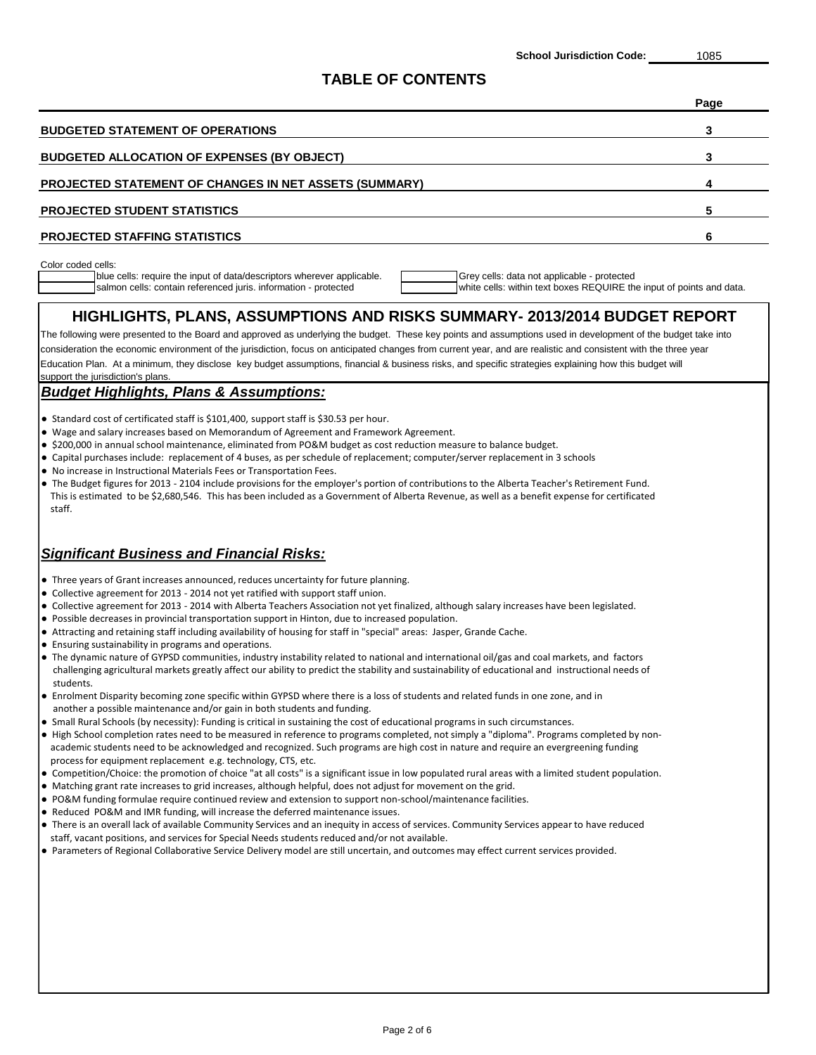School Jurisdiction Code: 1085

# TABLE OF CONTENTS

| | Page |
|---|---|
| **BUDGETED STATEMENT OF OPERATIONS** | **3** |
| **BUDGETED ALLOCATION OF EXPENSES (BY OBJECT)** | **3** |
| **PROJECTED STATEMENT OF CHANGES IN NET ASSETS (SUMMARY)** | **4** |
| **PROJECTED STUDENT STATISTICS** | **5** |
| **PROJECTED STAFFING STATISTICS** | **6** |

Color coded cells:

- blue cells: require the input of data/descriptors wherever applicable.
- salmon cells: contain referenced juris. information - protected
- Grey cells: data not applicable - protected
- white cells: within text boxes REQUIRE the input of points and data.

## HIGHLIGHTS, PLANS, ASSUMPTIONS AND RISKS SUMMARY- 2013/2014 BUDGET REPORT

The following were presented to the Board and approved as underlying the budget. These key points and assumptions used in development of the budget take into consideration the economic environment of the jurisdiction, focus on anticipated changes from current year, and are realistic and consistent with the three year Education Plan. At a minimum, they disclose key budget assumptions, financial & business risks, and specific strategies explaining how this budget will support the jurisdiction's plans.

### *Budget Highlights, Plans & Assumptions:*

- Standard cost of certificated staff is $101,400, support staff is $30.53 per hour.
- Wage and salary increases based on Memorandum of Agreement and Framework Agreement.
- $200,000 in annual school maintenance, eliminated from PO&M budget as cost reduction measure to balance budget.
- Capital purchases include: replacement of 4 buses, as per schedule of replacement; computer/server replacement in 3 schools
- No increase in Instructional Materials Fees or Transportation Fees.
- The Budget figures for 2013 - 2104 include provisions for the employer's portion of contributions to the Alberta Teacher's Retirement Fund. This is estimated to be $2,680,546. This has been included as a Government of Alberta Revenue, as well as a benefit expense for certificated staff.

### *Significant Business and Financial Risks:*

- Three years of Grant increases announced, reduces uncertainty for future planning.
- Collective agreement for 2013 - 2014 not yet ratified with support staff union.
- Collective agreement for 2013 - 2014 with Alberta Teachers Association not yet finalized, although salary increases have been legislated.
- Possible decreases in provincial transportation support in Hinton, due to increased population.
- Attracting and retaining staff including availability of housing for staff in "special" areas: Jasper, Grande Cache.
- Ensuring sustainability in programs and operations.
- The dynamic nature of GYPSD communities, industry instability related to national and international oil/gas and coal markets, and factors challenging agricultural markets greatly affect our ability to predict the stability and sustainability of educational and instructional needs of students.
- Enrolment Disparity becoming zone specific within GYPSD where there is a loss of students and related funds in one zone, and in another a possible maintenance and/or gain in both students and funding.
- Small Rural Schools (by necessity): Funding is critical in sustaining the cost of educational programs in such circumstances.
- High School completion rates need to be measured in reference to programs completed, not simply a "diploma". Programs completed by non-academic students need to be acknowledged and recognized. Such programs are high cost in nature and require an evergreening funding process for equipment replacement e.g. technology, CTS, etc.
- Competition/Choice: the promotion of choice "at all costs" is a significant issue in low populated rural areas with a limited student population.
- Matching grant rate increases to grid increases, although helpful, does not adjust for movement on the grid.
- PO&M funding formulae require continued review and extension to support non-school/maintenance facilities.
- Reduced PO&M and IMR funding, will increase the deferred maintenance issues.
- There is an overall lack of available Community Services and an inequity in access of services. Community Services appear to have reduced staff, vacant positions, and services for Special Needs students reduced and/or not available.
- Parameters of Regional Collaborative Service Delivery model are still uncertain, and outcomes may effect current services provided.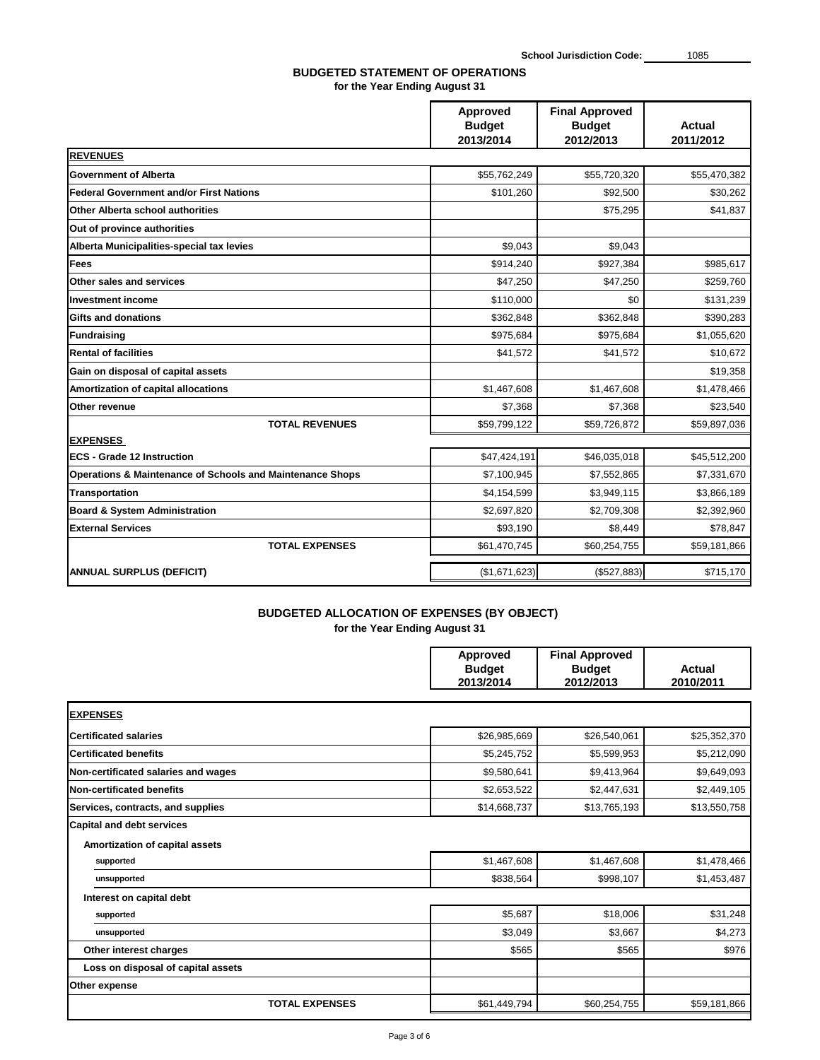School Jurisdiction Code: 1085

## BUDGETED STATEMENT OF OPERATIONS
**for the Year Ending August 31**

| | Approved Budget 2013/2014 | Final Approved Budget 2012/2013 | Actual 2011/2012 |
|---|---|---|---|
| **REVENUES** | | | |
| **Government of Alberta** | $55,762,249 | $55,720,320 | $55,470,382 |
| **Federal Government and/or First Nations** | $101,260 | $92,500 | $30,262 |
| **Other Alberta school authorities** | | $75,295 | $41,837 |
| **Out of province authorities** | | | |
| **Alberta Municipalities-special tax levies** | $9,043 | $9,043 | |
| **Fees** | $914,240 | $927,384 | $985,617 |
| **Other sales and services** | $47,250 | $47,250 | $259,760 |
| **Investment income** | $110,000 | $0 | $131,239 |
| **Gifts and donations** | $362,848 | $362,848 | $390,283 |
| **Fundraising** | $975,684 | $975,684 | $1,055,620 |
| **Rental of facilities** | $41,572 | $41,572 | $10,672 |
| **Gain on disposal of capital assets** | | | $19,358 |
| **Amortization of capital allocations** | $1,467,608 | $1,467,608 | $1,478,466 |
| **Other revenue** | $7,368 | $7,368 | $23,540 |
| **TOTAL REVENUES** | $59,799,122 | $59,726,872 | $59,897,036 |
| **EXPENSES** | | | |
| **ECS - Grade 12 Instruction** | $47,424,191 | $46,035,018 | $45,512,200 |
| **Operations & Maintenance of Schools and Maintenance Shops** | $7,100,945 | $7,552,865 | $7,331,670 |
| **Transportation** | $4,154,599 | $3,949,115 | $3,866,189 |
| **Board & System Administration** | $2,697,820 | $2,709,308 | $2,392,960 |
| **External Services** | $93,190 | $8,449 | $78,847 |
| **TOTAL EXPENSES** | $61,470,745 | $60,254,755 | $59,181,866 |
| **ANNUAL SURPLUS (DEFICIT)** | ($1,671,623) | ($527,883) | $715,170 |

## BUDGETED ALLOCATION OF EXPENSES (BY OBJECT)
**for the Year Ending August 31**

| | Approved Budget 2013/2014 | Final Approved Budget 2012/2013 | Actual 2010/2011 |
|---|---|---|---|
| **EXPENSES** | | | |
| **Certificated salaries** | $26,985,669 | $26,540,061 | $25,352,370 |
| **Certificated benefits** | $5,245,752 | $5,599,953 | $5,212,090 |
| **Non-certificated salaries and wages** | $9,580,641 | $9,413,964 | $9,649,093 |
| **Non-certificated benefits** | $2,653,522 | $2,447,631 | $2,449,105 |
| **Services, contracts, and supplies** | $14,668,737 | $13,765,193 | $13,550,758 |
| **Capital and debt services** | | | |
| **Amortization of capital assets** | | | |
| supported | $1,467,608 | $1,467,608 | $1,478,466 |
| unsupported | $838,564 | $998,107 | $1,453,487 |
| **Interest on capital debt** | | | |
| supported | $5,687 | $18,006 | $31,248 |
| unsupported | $3,049 | $3,667 | $4,273 |
| **Other interest charges** | $565 | $565 | $976 |
| **Loss on disposal of capital assets** | | | |
| **Other expense** | | | |
| **TOTAL EXPENSES** | $61,449,794 | $60,254,755 | $59,181,866 |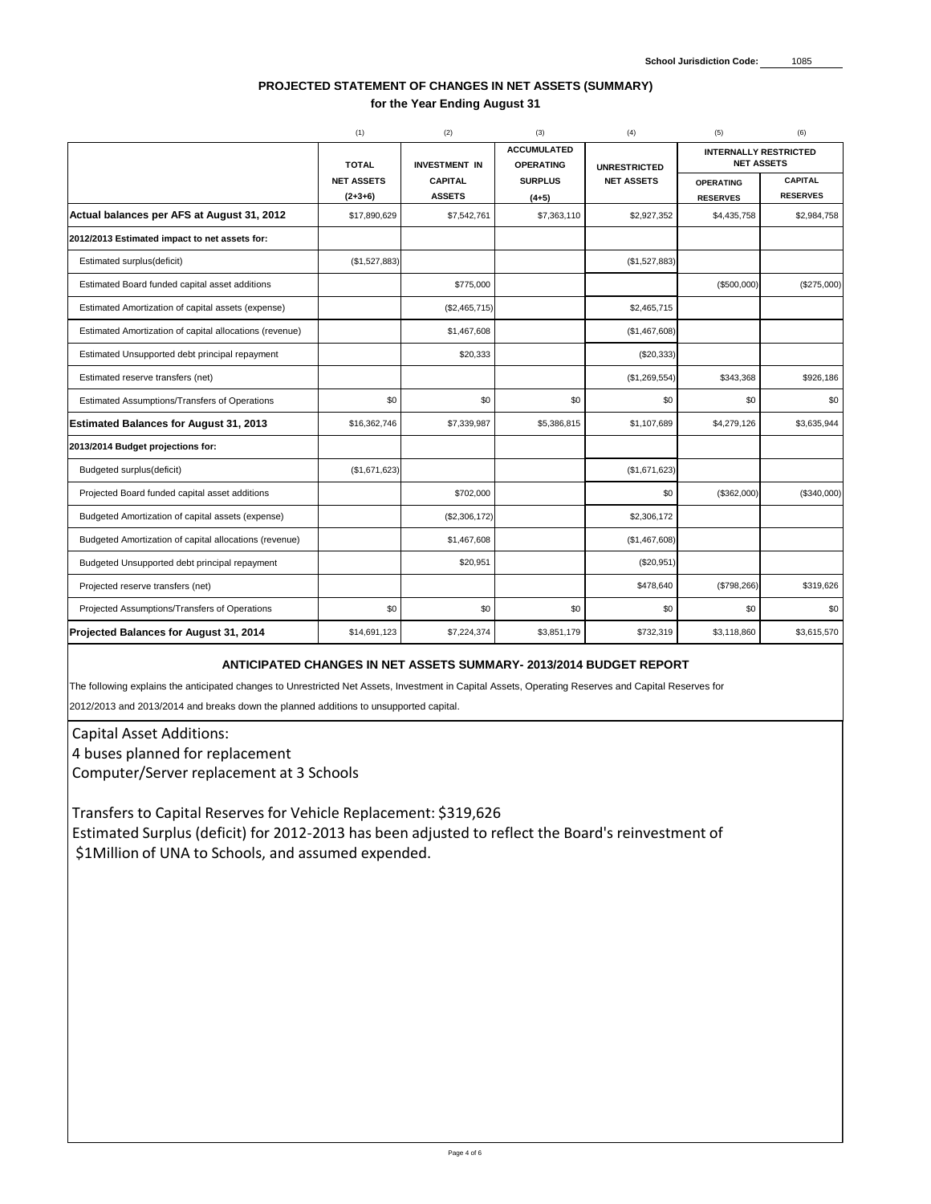School Jurisdiction Code: 1085

## PROJECTED STATEMENT OF CHANGES IN NET ASSETS (SUMMARY)
### for the Year Ending August 31

| | (1) | (2) | (3) | (4) | (5) | (6) |
|---|---|---|---|---|---|---|
| | TOTAL | INVESTMENT IN | ACCUMULATED OPERATING | UNRESTRICTED | INTERNALLY RESTRICTED NET ASSETS | |
| | NET ASSETS (2+3+6) | CAPITAL ASSETS | SURPLUS (4+5) | NET ASSETS | OPERATING RESERVES | CAPITAL RESERVES |
| **Actual balances per AFS at August 31, 2012** | $17,890,629 | $7,542,761 | $7,363,110 | $2,927,352 | $4,435,758 | $2,984,758 |
| **2012/2013 Estimated impact to net assets for:** | | | | | | |
| Estimated surplus(deficit) | ($1,527,883) | | | ($1,527,883) | | |
| Estimated Board funded capital asset additions | | $775,000 | | | ($500,000) | ($275,000) |
| Estimated Amortization of capital assets (expense) | | ($2,465,715) | | $2,465,715 | | |
| Estimated Amortization of capital allocations (revenue) | | $1,467,608 | | ($1,467,608) | | |
| Estimated Unsupported debt principal repayment | | $20,333 | | ($20,333) | | |
| Estimated reserve transfers (net) | | | | ($1,269,554) | $343,368 | $926,186 |
| Estimated Assumptions/Transfers of Operations | $0 | $0 | $0 | $0 | $0 | $0 |
| **Estimated Balances for August 31, 2013** | $16,362,746 | $7,339,987 | $5,386,815 | $1,107,689 | $4,279,126 | $3,635,944 |
| **2013/2014 Budget projections for:** | | | | | | |
| Budgeted surplus(deficit) | ($1,671,623) | | | ($1,671,623) | | |
| Projected Board funded capital asset additions | | $702,000 | | $0 | ($362,000) | ($340,000) |
| Budgeted Amortization of capital assets (expense) | | ($2,306,172) | | $2,306,172 | | |
| Budgeted Amortization of capital allocations (revenue) | | $1,467,608 | | ($1,467,608) | | |
| Budgeted Unsupported debt principal repayment | | $20,951 | | ($20,951) | | |
| Projected reserve transfers (net) | | | | $478,640 | ($798,266) | $319,626 |
| Projected Assumptions/Transfers of Operations | $0 | $0 | $0 | $0 | $0 | $0 |
| **Projected Balances for August 31, 2014** | $14,691,123 | $7,224,374 | $3,851,179 | $732,319 | $3,118,860 | $3,615,570 |

### ANTICIPATED CHANGES IN NET ASSETS SUMMARY- 2013/2014 BUDGET REPORT

The following explains the anticipated changes to Unrestricted Net Assets, Investment in Capital Assets, Operating Reserves and Capital Reserves for 2012/2013 and 2013/2014 and breaks down the planned additions to unsupported capital.

Capital Asset Additions:
4 buses planned for replacement
Computer/Server replacement at 3 Schools

Transfers to Capital Reserves for Vehicle Replacement: $319,626
Estimated Surplus (deficit) for 2012-2013 has been adjusted to reflect the Board's reinvestment of $1Million of UNA to Schools, and assumed expended.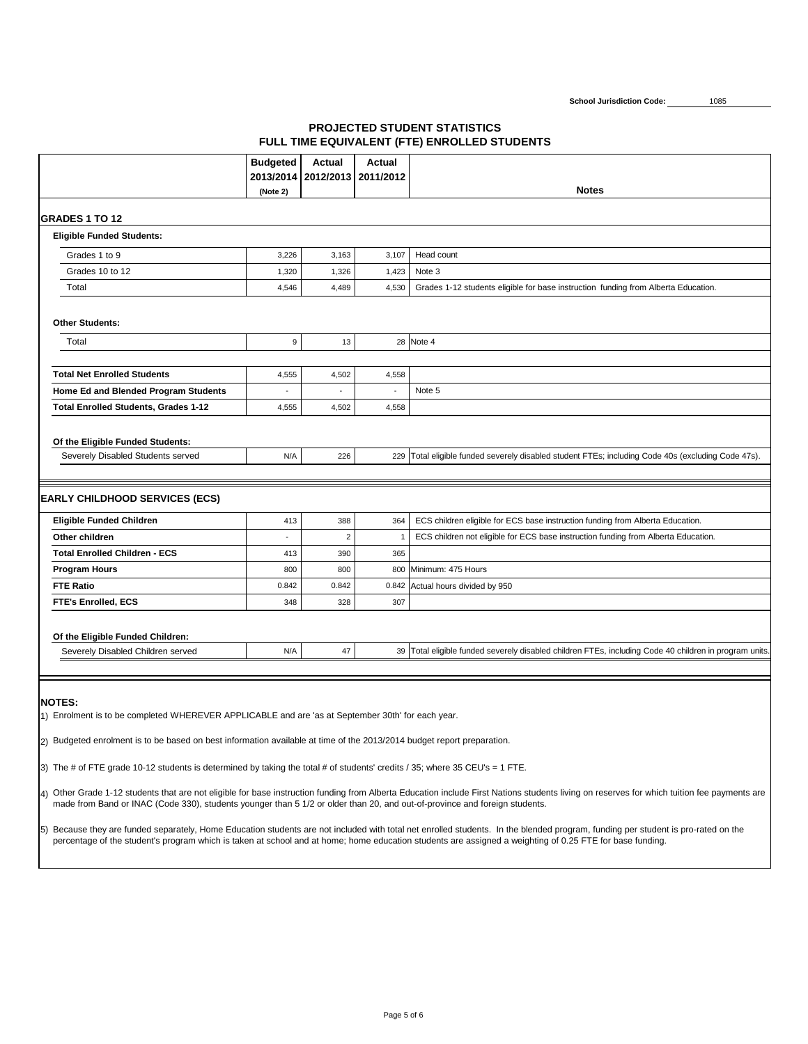School Jurisdiction Code: 1085

# PROJECTED STUDENT STATISTICS
## FULL TIME EQUIVALENT (FTE) ENROLLED STUDENTS

| | Budgeted 2013/2014 (Note 2) | Actual 2012/2013 | Actual 2011/2012 | Notes |
|---|---|---|---|---|
| **GRADES 1 TO 12** | | | | |
| **Eligible Funded Students:** | | | | |
| Grades 1 to 9 | 3,226 | 3,163 | 3,107 | Head count |
| Grades 10 to 12 | 1,320 | 1,326 | 1,423 | Note 3 |
| Total | 4,546 | 4,489 | 4,530 | Grades 1-12 students eligible for base instruction funding from Alberta Education. |
| **Other Students:** | | | | |
| Total | 9 | 13 | 28 | Note 4 |
| **Total Net Enrolled Students** | 4,555 | 4,502 | 4,558 | |
| **Home Ed and Blended Program Students** | - | - | - | Note 5 |
| **Total Enrolled Students, Grades 1-12** | 4,555 | 4,502 | 4,558 | |
| **Of the Eligible Funded Students:** | | | | |
| Severely Disabled Students served | N/A | 226 | 229 | Total eligible funded severely disabled student FTEs; including Code 40s (excluding Code 47s). |
| **EARLY CHILDHOOD SERVICES (ECS)** | | | | |
| **Eligible Funded Children** | 413 | 388 | 364 | ECS children eligible for ECS base instruction funding from Alberta Education. |
| **Other children** | - | 2 | 1 | ECS children not eligible for ECS base instruction funding from Alberta Education. |
| **Total Enrolled Children - ECS** | 413 | 390 | 365 | |
| **Program Hours** | 800 | 800 | 800 | Minimum: 475 Hours |
| **FTE Ratio** | 0.842 | 0.842 | 0.842 | Actual hours divided by 950 |
| **FTE's Enrolled, ECS** | 348 | 328 | 307 | |
| **Of the Eligible Funded Children:** | | | | |
| Severely Disabled Children served | N/A | 47 | 39 | Total eligible funded severely disabled children FTEs, including Code 40 children in program units. |

**NOTES:**

1) Enrolment is to be completed WHEREVER APPLICABLE and are 'as at September 30th' for each year.

2) Budgeted enrolment is to be based on best information available at time of the 2013/2014 budget report preparation.

3) The # of FTE grade 10-12 students is determined by taking the total # of students' credits / 35; where 35 CEU's = 1 FTE.

4) Other Grade 1-12 students that are not eligible for base instruction funding from Alberta Education include First Nations students living on reserves for which tuition fee payments are made from Band or INAC (Code 330), students younger than 5 1/2 or older than 20, and out-of-province and foreign students.

5) Because they are funded separately, Home Education students are not included with total net enrolled students. In the blended program, funding per student is pro-rated on the percentage of the student's program which is taken at school and at home; home education students are assigned a weighting of 0.25 FTE for base funding.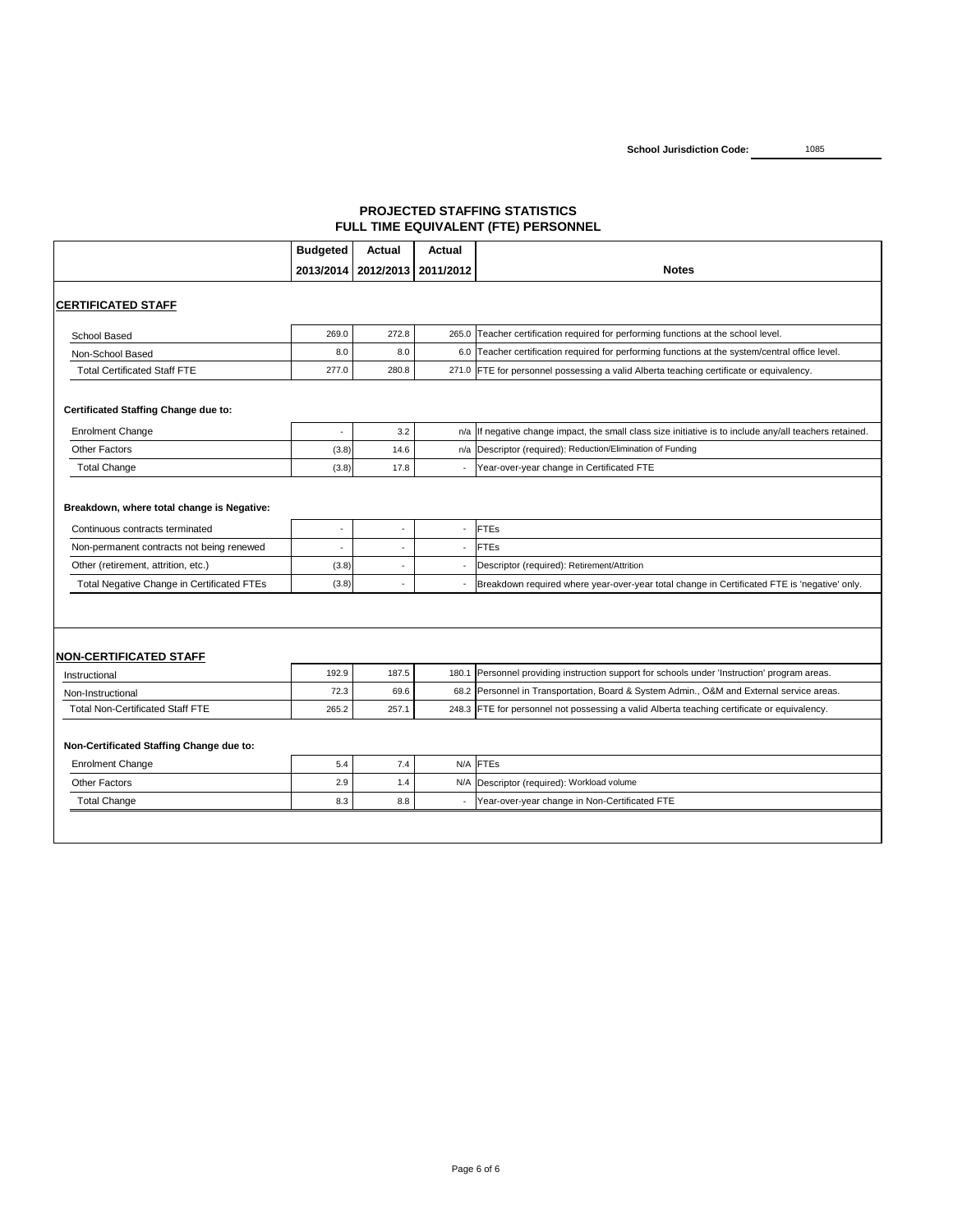School Jurisdiction Code: 1085

## PROJECTED STAFFING STATISTICS
## FULL TIME EQUIVALENT (FTE) PERSONNEL

| | Budgeted 2013/2014 | Actual 2012/2013 | Actual 2011/2012 | Notes |
|---|---|---|---|---|
| **CERTIFICATED STAFF** | | | | |
| School Based | 269.0 | 272.8 | 265.0 | Teacher certification required for performing functions at the school level. |
| Non-School Based | 8.0 | 8.0 | 6.0 | Teacher certification required for performing functions at the system/central office level. |
| Total Certificated Staff FTE | 277.0 | 280.8 | 271.0 | FTE for personnel possessing a valid Alberta teaching certificate or equivalency. |
| **Certificated Staffing Change due to:** | | | | |
| Enrolment Change | - | 3.2 | n/a | If negative change impact, the small class size initiative is to include any/all teachers retained. |
| Other Factors | (3.8) | 14.6 | n/a | Descriptor (required): Reduction/Elimination of Funding |
| Total Change | (3.8) | 17.8 | - | Year-over-year change in Certificated FTE |
| **Breakdown, where total change is Negative:** | | | | |
| Continuous contracts terminated | - | - | - | FTEs |
| Non-permanent contracts not being renewed | - | - | - | FTEs |
| Other (retirement, attrition, etc.) | (3.8) | - | - | Descriptor (required): Retirement/Attrition |
| Total Negative Change in Certificated FTEs | (3.8) | - | - | Breakdown required where year-over-year total change in Certificated FTE is 'negative' only. |
| **NON-CERTIFICATED STAFF** | | | | |
| Instructional | 192.9 | 187.5 | 180.1 | Personnel providing instruction support for schools under 'Instruction' program areas. |
| Non-Instructional | 72.3 | 69.6 | 68.2 | Personnel in Transportation, Board & System Admin., O&M and External service areas. |
| Total Non-Certificated Staff FTE | 265.2 | 257.1 | 248.3 | FTE for personnel not possessing a valid Alberta teaching certificate or equivalency. |
| **Non-Certificated Staffing Change due to:** | | | | |
| Enrolment Change | 5.4 | 7.4 | N/A | FTEs |
| Other Factors | 2.9 | 1.4 | N/A | Descriptor (required): Workload volume |
| Total Change | 8.3 | 8.8 | - | Year-over-year change in Non-Certificated FTE |